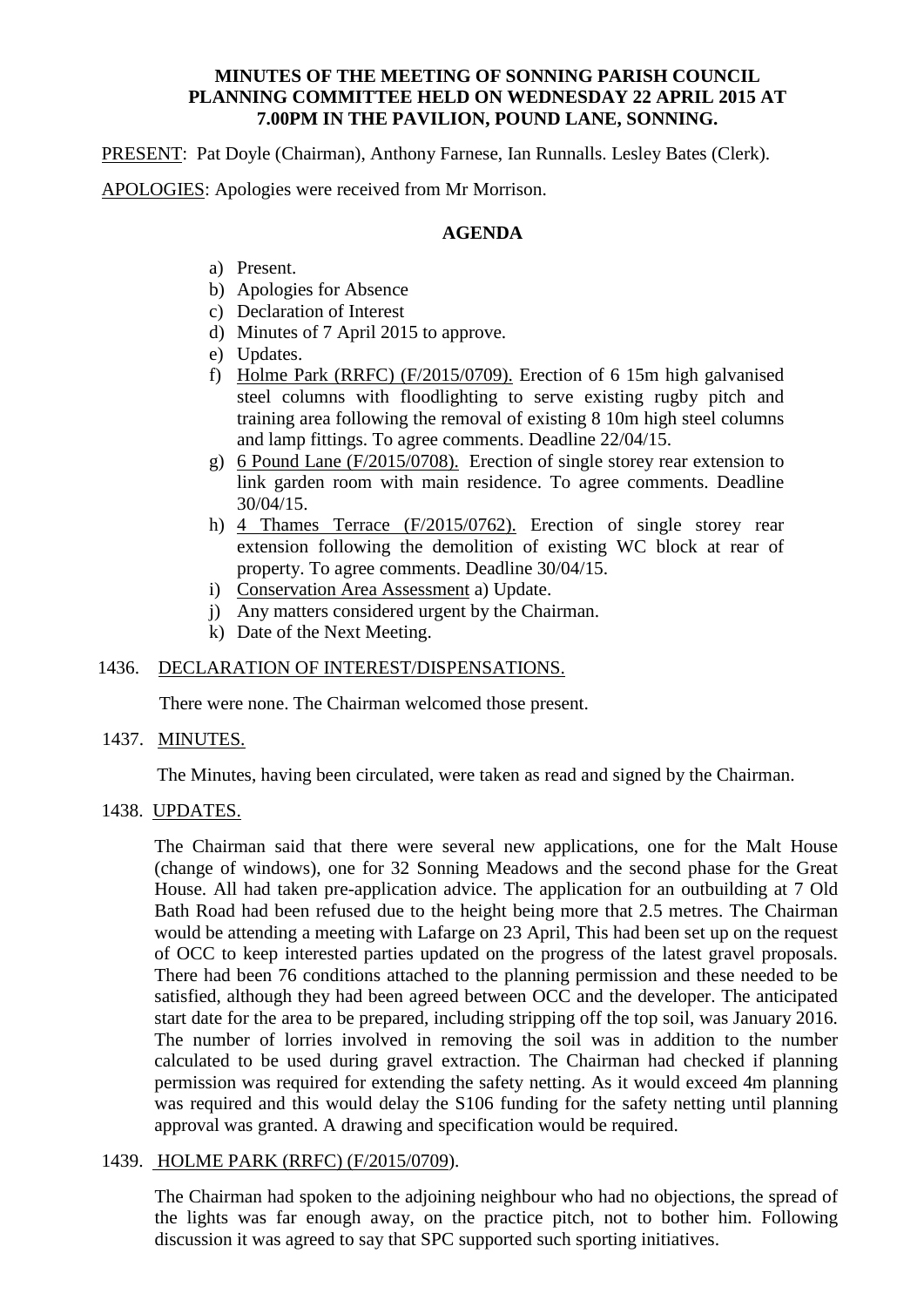**MINUTES OF THE MEETING OF SONNING PARISH COUNCIL PLANNING COMMITTEE HELD ON WEDNESDAY 22 APRIL 2015 AT 7.00PM IN THE PAVILION, POUND LANE, SONNING.**

PRESENT: Pat Doyle (Chairman), Anthony Farnese, Ian Runnalls. Lesley Bates (Clerk).

APOLOGIES: Apologies were received from Mr Morrison.

**AGENDA**

a) Present.
b) Apologies for Absence
c) Declaration of Interest
d) Minutes of 7 April 2015 to approve.
e) Updates.
f) Holme Park (RRFC) (F/2015/0709). Erection of 6 15m high galvanised steel columns with floodlighting to serve existing rugby pitch and training area following the removal of existing 8 10m high steel columns and lamp fittings. To agree comments. Deadline 22/04/15.
g) 6 Pound Lane (F/2015/0708). Erection of single storey rear extension to link garden room with main residence. To agree comments. Deadline 30/04/15.
h) 4 Thames Terrace (F/2015/0762). Erection of single storey rear extension following the demolition of existing WC block at rear of property. To agree comments. Deadline 30/04/15.
i) Conservation Area Assessment a) Update.
j) Any matters considered urgent by the Chairman.
k) Date of the Next Meeting.

1436. DECLARATION OF INTEREST/DISPENSATIONS.

There were none. The Chairman welcomed those present.

1437. MINUTES.

The Minutes, having been circulated, were taken as read and signed by the Chairman.

1438. UPDATES.

The Chairman said that there were several new applications, one for the Malt House (change of windows), one for 32 Sonning Meadows and the second phase for the Great House. All had taken pre-application advice. The application for an outbuilding at 7 Old Bath Road had been refused due to the height being more that 2.5 metres. The Chairman would be attending a meeting with Lafarge on 23 April, This had been set up on the request of OCC to keep interested parties updated on the progress of the latest gravel proposals. There had been 76 conditions attached to the planning permission and these needed to be satisfied, although they had been agreed between OCC and the developer. The anticipated start date for the area to be prepared, including stripping off the top soil, was January 2016. The number of lorries involved in removing the soil was in addition to the number calculated to be used during gravel extraction. The Chairman had checked if planning permission was required for extending the safety netting. As it would exceed 4m planning was required and this would delay the S106 funding for the safety netting until planning approval was granted. A drawing and specification would be required.

1439. HOLME PARK (RRFC) (F/2015/0709).

The Chairman had spoken to the adjoining neighbour who had no objections, the spread of the lights was far enough away, on the practice pitch, not to bother him. Following discussion it was agreed to say that SPC supported such sporting initiatives.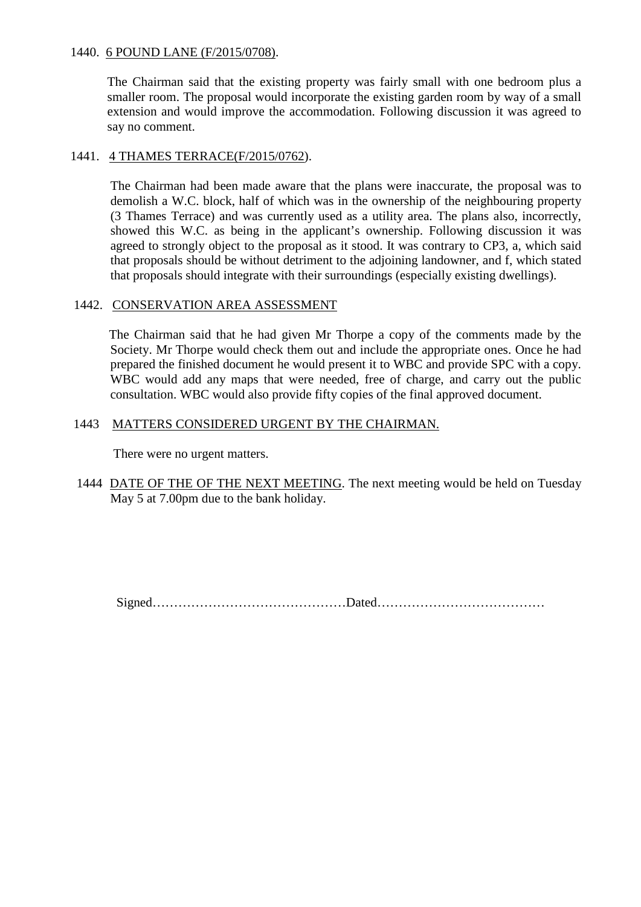1440. <u>6 POUND LANE (F/2015/0708)</u>.

The Chairman said that the existing property was fairly small with one bedroom plus a smaller room. The proposal would incorporate the existing garden room by way of a small extension and would improve the accommodation. Following discussion it was agreed to say no comment.

1441. <u>4 THAMES TERRACE(F/2015/0762)</u>.

The Chairman had been made aware that the plans were inaccurate, the proposal was to demolish a W.C. block, half of which was in the ownership of the neighbouring property (3 Thames Terrace) and was currently used as a utility area. The plans also, incorrectly, showed this W.C. as being in the applicant's ownership. Following discussion it was agreed to strongly object to the proposal as it stood. It was contrary to CP3, a, which said that proposals should be without detriment to the adjoining landowner, and f, which stated that proposals should integrate with their surroundings (especially existing dwellings).

1442. <u>CONSERVATION AREA ASSESSMENT</u>

The Chairman said that he had given Mr Thorpe a copy of the comments made by the Society. Mr Thorpe would check them out and include the appropriate ones. Once he had prepared the finished document he would present it to WBC and provide SPC with a copy. WBC would add any maps that were needed, free of charge, and carry out the public consultation. WBC would also provide fifty copies of the final approved document.

1443 <u>MATTERS CONSIDERED URGENT BY THE CHAIRMAN.</u>

There were no urgent matters.

1444 <u>DATE OF THE OF THE NEXT MEETING</u>. The next meeting would be held on Tuesday May 5 at 7.00pm due to the bank holiday.

Signed………………………………………Dated…………………………………